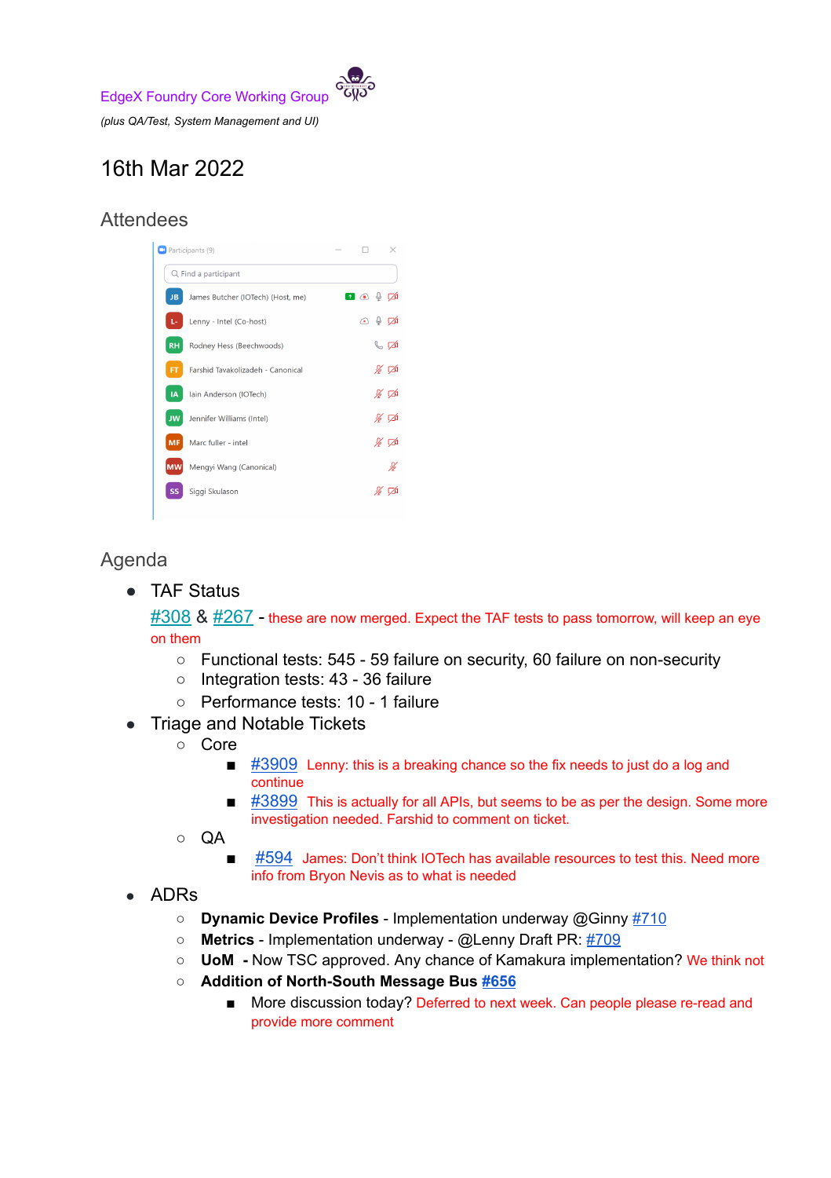EdgeX Foundry Core Working Group

*(plus QA/Test, System Management and UI)*

# 16th Mar 2022

## Attendees

Participants (9)

- James Butcher (IOTech) (Host, me)
- Lenny - Intel (Co-host)
- Rodney Hess (Beechwoods)
- Farshid Tavakolizadeh - Canonical
- Iain Anderson (IOTech)
- Jennifer Williams (Intel)
- Marc fuller - intel
- Mengyi Wang (Canonical)
- Siggi Skulason

## Agenda

- TAF Status

  #308 & #267 - these are now merged. Expect the TAF tests to pass tomorrow, will keep an eye on them
  - Functional tests: 545 - 59 failure on security, 60 failure on non-security
  - Integration tests: 43 - 36 failure
  - Performance tests: 10 - 1 failure
- Triage and Notable Tickets
  - Core
    - #3909 Lenny: this is a breaking chance so the fix needs to just do a log and continue
    - #3899 This is actually for all APIs, but seems to be as per the design. Some more investigation needed. Farshid to comment on ticket.
  - QA
    - #594 James: Don't think IOTech has available resources to test this. Need more info from Bryon Nevis as to what is needed
- ADRs
  - **Dynamic Device Profiles** - Implementation underway @Ginny #710
  - **Metrics** - Implementation underway - @Lenny Draft PR: #709
  - **UoM** - Now TSC approved. Any chance of Kamakura implementation? We think not
  - **Addition of North-South Message Bus #656**
    - More discussion today? Deferred to next week. Can people please re-read and provide more comment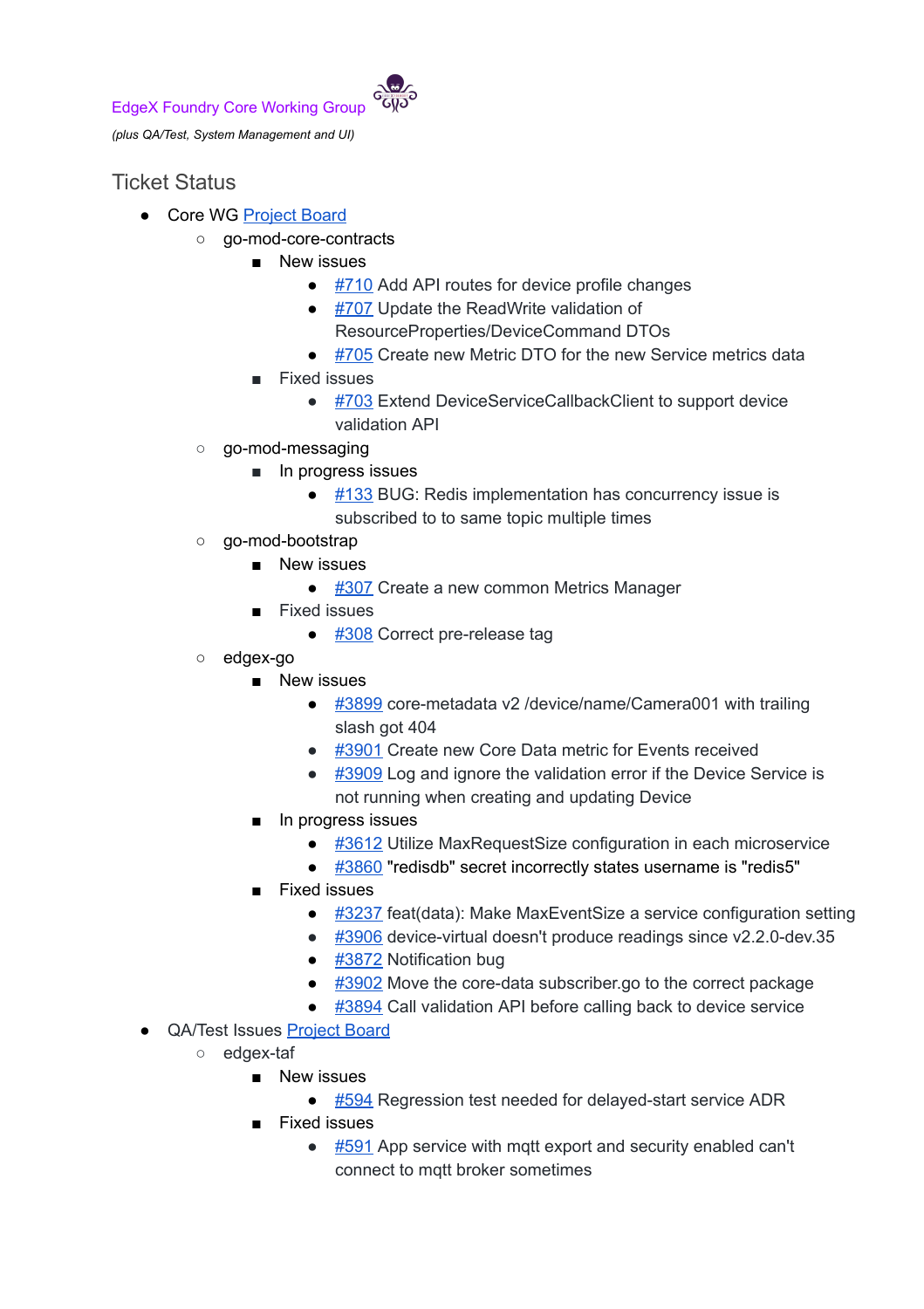EdgeX Foundry Core Working Group

*(plus QA/Test, System Management and UI)*

## Ticket Status

- Core WG Project Board
    - go-mod-core-contracts
        - New issues
            - #710 Add API routes for device profile changes
            - #707 Update the ReadWrite validation of ResourceProperties/DeviceCommand DTOs
            - #705 Create new Metric DTO for the new Service metrics data
        - Fixed issues
            - #703 Extend DeviceServiceCallbackClient to support device validation API
    - go-mod-messaging
        - In progress issues
            - #133 BUG: Redis implementation has concurrency issue is subscribed to to same topic multiple times
    - go-mod-bootstrap
        - New issues
            - #307 Create a new common Metrics Manager
        - Fixed issues
            - #308 Correct pre-release tag
    - edgex-go
        - New issues
            - #3899 core-metadata v2 /device/name/Camera001 with trailing slash got 404
            - #3901 Create new Core Data metric for Events received
            - #3909 Log and ignore the validation error if the Device Service is not running when creating and updating Device
        - In progress issues
            - #3612 Utilize MaxRequestSize configuration in each microservice
            - #3860 "redisdb" secret incorrectly states username is "redis5"
        - Fixed issues
            - #3237 feat(data): Make MaxEventSize a service configuration setting
            - #3906 device-virtual doesn't produce readings since v2.2.0-dev.35
            - #3872 Notification bug
            - #3902 Move the core-data subscriber.go to the correct package
            - #3894 Call validation API before calling back to device service
- QA/Test Issues Project Board
    - edgex-taf
        - New issues
            - #594 Regression test needed for delayed-start service ADR
        - Fixed issues
            - #591 App service with mqtt export and security enabled can't connect to mqtt broker sometimes